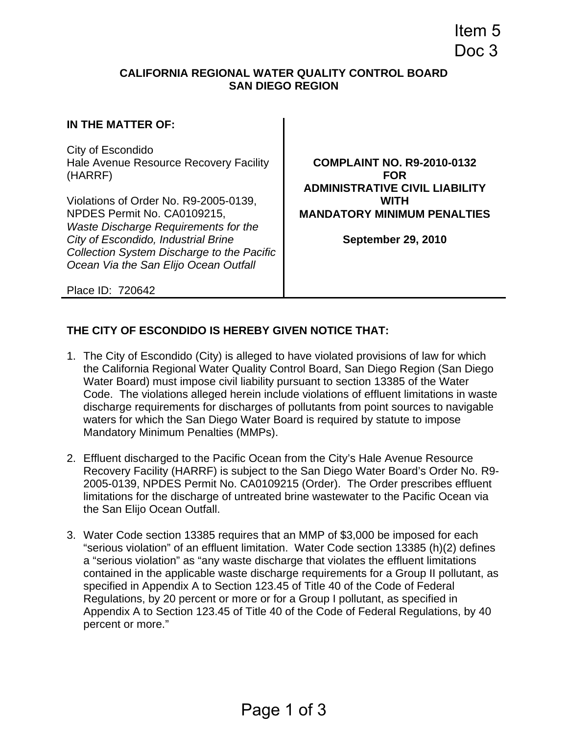Item 5
Doc 3

**CALIFORNIA REGIONAL WATER QUALITY CONTROL BOARD**
**SAN DIEGO REGION**

| | |
|---|---|
| **IN THE MATTER OF:**<br><br>City of Escondido<br>Hale Avenue Resource Recovery Facility (HARRF)<br><br>Violations of Order No. R9-2005-0139, NPDES Permit No. CA0109215, *Waste Discharge Requirements for the City of Escondido, Industrial Brine Collection System Discharge to the Pacific Ocean Via the San Elijo Ocean Outfall*<br><br>Place ID: 720642 | **COMPLAINT NO. R9-2010-0132**<br>**FOR**<br>**ADMINISTRATIVE CIVIL LIABILITY**<br>**WITH**<br>**MANDATORY MINIMUM PENALTIES**<br><br>**September 29, 2010** |

**THE CITY OF ESCONDIDO IS HEREBY GIVEN NOTICE THAT:**

1. The City of Escondido (City) is alleged to have violated provisions of law for which the California Regional Water Quality Control Board, San Diego Region (San Diego Water Board) must impose civil liability pursuant to section 13385 of the Water Code. The violations alleged herein include violations of effluent limitations in waste discharge requirements for discharges of pollutants from point sources to navigable waters for which the San Diego Water Board is required by statute to impose Mandatory Minimum Penalties (MMPs).

2. Effluent discharged to the Pacific Ocean from the City's Hale Avenue Resource Recovery Facility (HARRF) is subject to the San Diego Water Board's Order No. R9-2005-0139, NPDES Permit No. CA0109215 (Order). The Order prescribes effluent limitations for the discharge of untreated brine wastewater to the Pacific Ocean via the San Elijo Ocean Outfall.

3. Water Code section 13385 requires that an MMP of $3,000 be imposed for each "serious violation" of an effluent limitation. Water Code section 13385 (h)(2) defines a "serious violation" as "any waste discharge that violates the effluent limitations contained in the applicable waste discharge requirements for a Group II pollutant, as specified in Appendix A to Section 123.45 of Title 40 of the Code of Federal Regulations, by 20 percent or more or for a Group I pollutant, as specified in Appendix A to Section 123.45 of Title 40 of the Code of Federal Regulations, by 40 percent or more."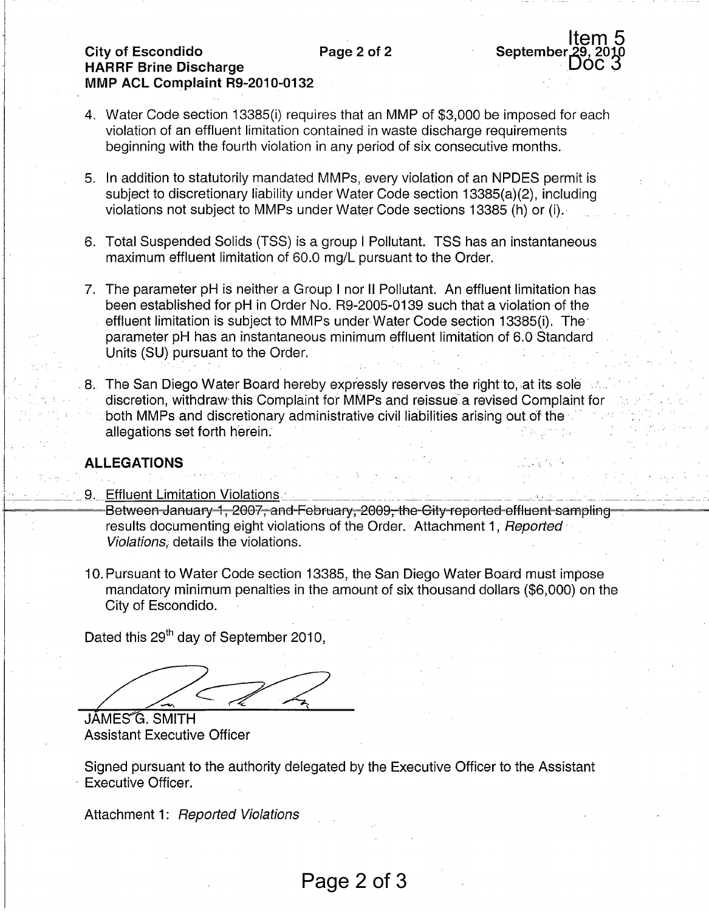4. Water Code section 13385(i) requires that an MMP of $3,000 be imposed for each violation of an effluent limitation contained in waste discharge requirements beginning with the fourth violation in any period of six consecutive months.

5. In addition to statutorily mandated MMPs, every violation of an NPDES permit is subject to discretionary liability under Water Code section 13385(a)(2), including violations not subject to MMPs under Water Code sections 13385 (h) or (i).

6. Total Suspended Solids (TSS) is a group I Pollutant. TSS has an instantaneous maximum effluent limitation of 60.0 mg/L pursuant to the Order.

7. The parameter pH is neither a Group I nor II Pollutant. An effluent limitation has been established for pH in Order No. R9-2005-0139 such that a violation of the effluent limitation is subject to MMPs under Water Code section 13385(i). The parameter pH has an instantaneous minimum effluent limitation of 6.0 Standard Units (SU) pursuant to the Order.

8. The San Diego Water Board hereby expressly reserves the right to, at its sole discretion, withdraw this Complaint for MMPs and reissue a revised Complaint for both MMPs and discretionary administrative civil liabilities arising out of the allegations set forth herein.

## ALLEGATIONS

9. Effluent Limitation Violations:
   Between January 1, 2007, and February, 2009, the City reported effluent sampling results documenting eight violations of the Order. Attachment 1, *Reported Violations*, details the violations.

10. Pursuant to Water Code section 13385, the San Diego Water Board must impose mandatory minimum penalties in the amount of six thousand dollars ($6,000) on the City of Escondido.

Dated this 29th day of September 2010,

JAMES G. SMITH
Assistant Executive Officer

Signed pursuant to the authority delegated by the Executive Officer to the Assistant Executive Officer.

Attachment 1: *Reported Violations*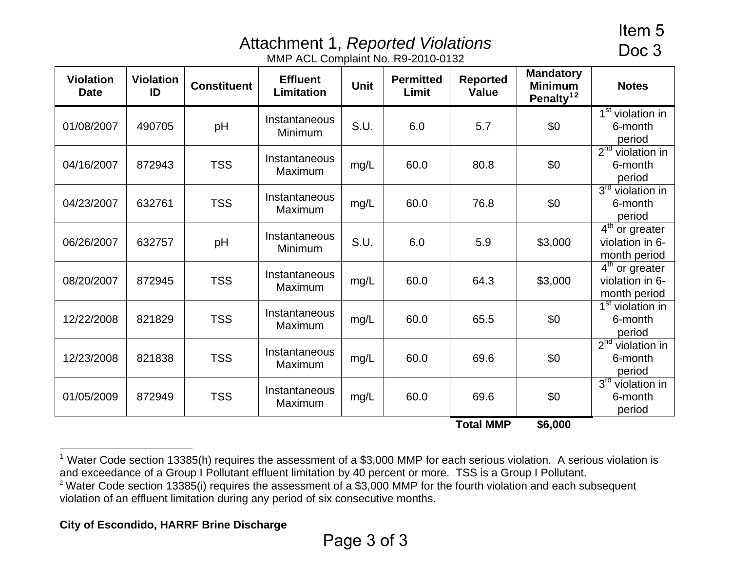Item 5
Doc 3

# Attachment 1, *Reported Violations*

MMP ACL Complaint No. R9-2010-0132

| Violation Date | Violation ID | Constituent | Effluent Limitation | Unit | Permitted Limit | Reported Value | Mandatory Minimum Penalty[1,2] | Notes |
|---|---|---|---|---|---|---|---|---|
| 01/08/2007 | 490705 | pH | Instantaneous Minimum | S.U. | 6.0 | 5.7 | $0 | 1st violation in 6-month period |
| 04/16/2007 | 872943 | TSS | Instantaneous Maximum | mg/L | 60.0 | 80.8 | $0 | 2nd violation in 6-month period |
| 04/23/2007 | 632761 | TSS | Instantaneous Maximum | mg/L | 60.0 | 76.8 | $0 | 3rd violation in 6-month period |
| 06/26/2007 | 632757 | pH | Instantaneous Minimum | S.U. | 6.0 | 5.9 | $3,000 | 4th or greater violation in 6-month period |
| 08/20/2007 | 872945 | TSS | Instantaneous Maximum | mg/L | 60.0 | 64.3 | $3,000 | 4th or greater violation in 6-month period |
| 12/22/2008 | 821829 | TSS | Instantaneous Maximum | mg/L | 60.0 | 65.5 | $0 | 1st violation in 6-month period |
| 12/23/2008 | 821838 | TSS | Instantaneous Maximum | mg/L | 60.0 | 69.6 | $0 | 2nd violation in 6-month period |
| 01/05/2009 | 872949 | TSS | Instantaneous Maximum | mg/L | 60.0 | 69.6 | $0 | 3rd violation in 6-month period |
| | | | | | | **Total MMP** | **$6,000** | |

[1] Water Code section 13385(h) requires the assessment of a $3,000 MMP for each serious violation. A serious violation is and exceedance of a Group I Pollutant effluent limitation by 40 percent or more. TSS is a Group I Pollutant.

[2] Water Code section 13385(i) requires the assessment of a $3,000 MMP for the fourth violation and each subsequent violation of an effluent limitation during any period of six consecutive months.

**City of Escondido, HARRF Brine Discharge**